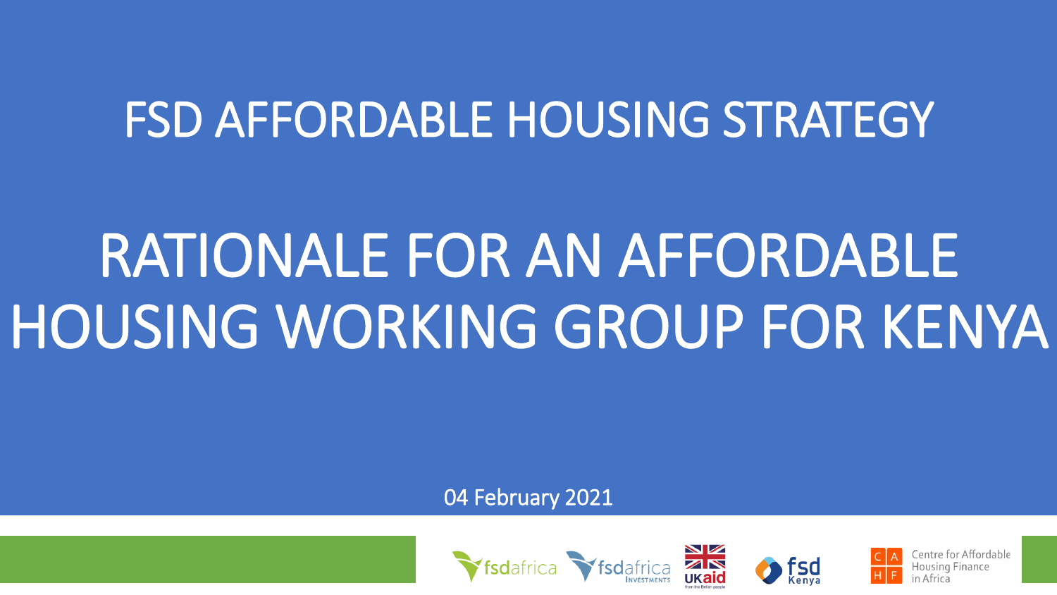# FSD AFFORDABLE HOUSING STRATEGY

# RATIONALE FOR AN AFFORDABLE HOUSING WORKING GROUP FOR KENYA

04 February 2021

fsdafrica | fsdafrica INVESTMENTS | UKaid from the British people | fsd Kenya | CAHF Centre for Affordable Housing Finance in Africa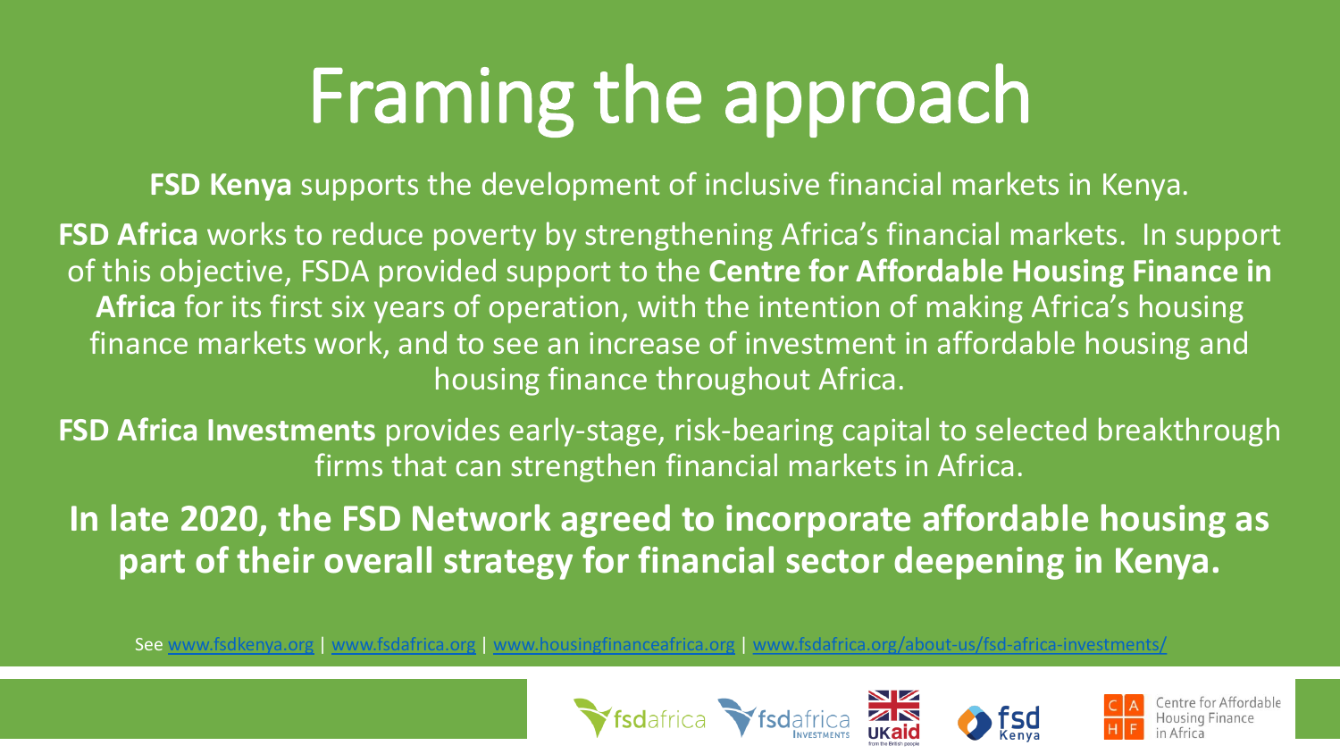# Framing the approach

**FSD Kenya** supports the development of inclusive financial markets in Kenya.

**FSD Africa** works to reduce poverty by strengthening Africa's financial markets. In support of this objective, FSDA provided support to the **Centre for Affordable Housing Finance in Africa** for its first six years of operation, with the intention of making Africa's housing finance markets work, and to see an increase of investment in affordable housing and housing finance throughout Africa.

**FSD Africa Investments** provides early-stage, risk-bearing capital to selected breakthrough firms that can strengthen financial markets in Africa.

**In late 2020, the FSD Network agreed to incorporate affordable housing as part of their overall strategy for financial sector deepening in Kenya.**

See www.fsdkenya.org | www.fsdafrica.org | www.housingfinanceafrica.org | www.fsdafrica.org/about-us/fsd-africa-investments/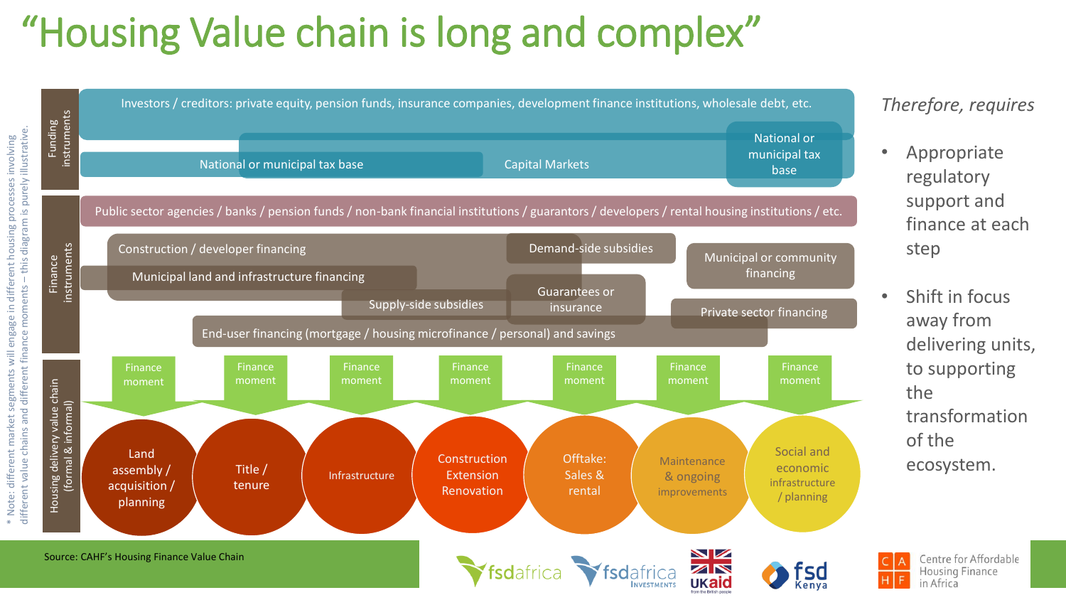# "Housing Value chain is long and complex"

**Funding instruments**

- Investors / creditors: private equity, pension funds, insurance companies, development finance institutions, wholesale debt, etc.
- National or municipal tax base
- Capital Markets
- National or municipal tax base

**Finance instruments**

- Public sector agencies / banks / pension funds / non-bank financial institutions / guarantors / developers / rental housing institutions / etc.
- Construction / developer financing
- Demand-side subsidies
- Municipal or community financing
- Municipal land and infrastructure financing
- Guarantees or insurance
- Supply-side subsidies
- Private sector financing
- End-user financing (mortgage / housing microfinance / personal) and savings

**Housing delivery value chain (formal & informal)**

Finance moment → Land assembly / acquisition / planning

Finance moment → Title / tenure

Finance moment → Infrastructure

Finance moment → Construction Extension Renovation

Finance moment → Offtake: Sales & rental

Finance moment → Maintenance & ongoing improvements

Finance moment → Social and economic infrastructure / planning

\* Note: different market segments will engage in different housing processes involving different value chains and different finance moments – this diagram is purely illustrative.

*Therefore, requires*

- Appropriate regulatory support and finance at each step
- Shift in focus away from delivering units, to supporting the transformation of the ecosystem.

Source: CAHF's Housing Finance Value Chain

fsdafrica | fsdafrica Investments | UKaid | fsd Kenya | Centre for Affordable Housing Finance in Africa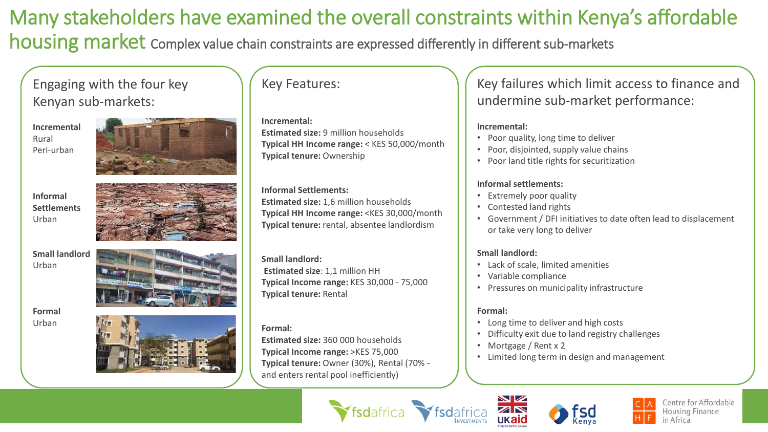# Many stakeholders have examined the overall constraints within Kenya's affordable housing market

Complex value chain constraints are expressed differently in different sub-markets

## Engaging with the four key Kenyan sub-markets:

**Incremental**
Rural
Peri-urban

**Informal Settlements**
Urban

**Small landlord**
Urban

**Formal**
Urban

## Key Features:

**Incremental:**
**Estimated size:** 9 million households
**Typical HH Income range:** < KES 50,000/month
**Typical tenure:** Ownership

**Informal Settlements:**
**Estimated size:** 1,6 million households
**Typical HH Income range:** <KES 30,000/month
**Typical tenure:** rental, absentee landlordism

**Small landlord:**
**Estimated size**: 1,1 million HH
**Typical Income range:** KES 30,000 - 75,000
**Typical tenure:** Rental

**Formal:**
**Estimated size:** 360 000 households
**Typical Income range:** >KES 75,000
**Typical tenure:** Owner (30%), Rental (70% - and enters rental pool inefficiently)

## Key failures which limit access to finance and undermine sub-market performance:

**Incremental:**
- Poor quality, long time to deliver
- Poor, disjointed, supply value chains
- Poor land title rights for securitization

**Informal settlements:**
- Extremely poor quality
- Contested land rights
- Government / DFI initiatives to date often lead to displacement or take very long to deliver

**Small landlord:**
- Lack of scale, limited amenities
- Variable compliance
- Pressures on municipality infrastructure

**Formal:**
- Long time to deliver and high costs
- Difficulty exit due to land registry challenges
- Mortgage / Rent x 2
- Limited long term in design and management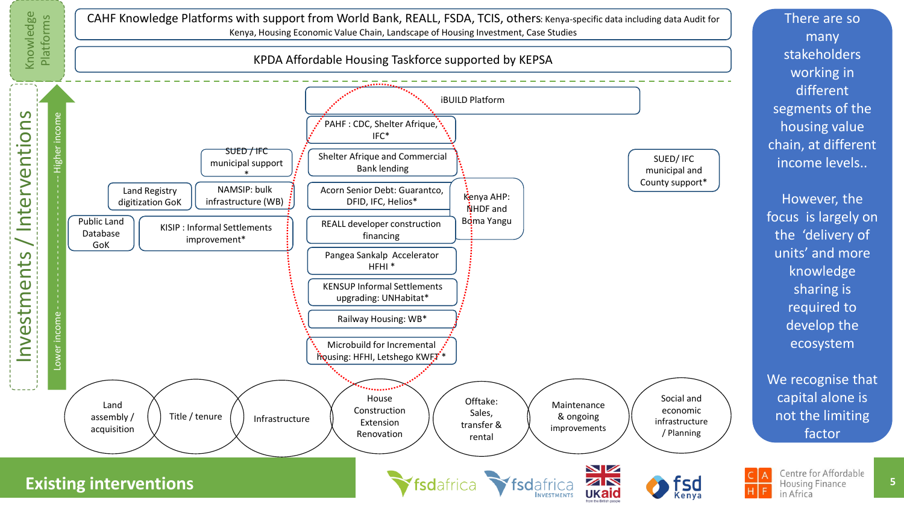# Existing interventions

**Knowledge Platforms**

CAHF Knowledge Platforms with support from World Bank, REALL, FSDA, TCIS, others: Kenya-specific data including data Audit for Kenya, Housing Economic Value Chain, Landscape of Housing Investment, Case Studies

KPDA Affordable Housing Taskforce supported by KEPSA

**Investments / Interventions**

Higher income – Lower income

- iBUILD Platform
- PAHF : CDC, Shelter Afrique, IFC*
- SUED / IFC municipal support *
- Shelter Afrique and Commercial Bank lending
- Land Registry digitization GoK
- NAMSIP: bulk infrastructure (WB)
- Acorn Senior Debt: Guarantco, DFID, IFC, Helios*
- Kenya AHP: NHDF and Boma Yangu
- Public Land Database GoK
- KISIP : Informal Settlements improvement*
- REALL developer construction financing
- Pangea Sankalp Accelerator HFHI *
- KENSUP Informal Settlements upgrading: UNHabitat*
- Railway Housing: WB*
- Microbuild for Incremental housing: HFHI, Letshego KWFT *
- SUED/ IFC municipal and County support*

Land assembly / acquisition → Title / tenure → Infrastructure → House Construction Extension Renovation → Offtake: Sales, transfer & rental → Maintenance & ongoing improvements → Social and economic infrastructure / Planning

There are so many stakeholders working in different segments of the housing value chain, at different income levels..

However, the focus is largely on the 'delivery of units' and more knowledge sharing is required to develop the ecosystem

We recognise that capital alone is not the limiting factor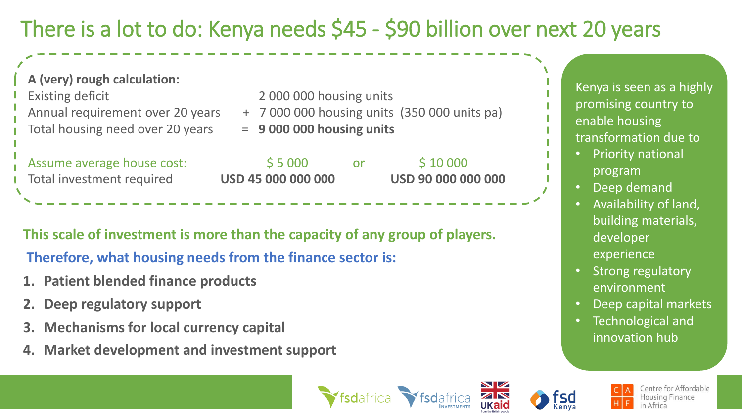# There is a lot to do: Kenya needs $45 - $90 billion over next 20 years

**A (very) rough calculation:**

| | | | | |
|---|---|---|---|---|
| Existing deficit | | 2 000 000 housing units | | |
| Annual requirement over 20 years | + | 7 000 000 housing units (350 000 units pa) | | |
| Total housing need over 20 years | = | **9 000 000 housing units** | | |
| Assume average house cost: | | $ 5 000 | or | $ 10 000 |
| Total investment required | | **USD 45 000 000 000** | | **USD 90 000 000 000** |

**This scale of investment is more than the capacity of any group of players.**

**Therefore, what housing needs from the finance sector is:**

1. **Patient blended finance products**
2. **Deep regulatory support**
3. **Mechanisms for local currency capital**
4. **Market development and investment support**

Kenya is seen as a highly promising country to enable housing transformation due to

- Priority national program
- Deep demand
- Availability of land, building materials, developer experience
- Strong regulatory environment
- Deep capital markets
- Technological and innovation hub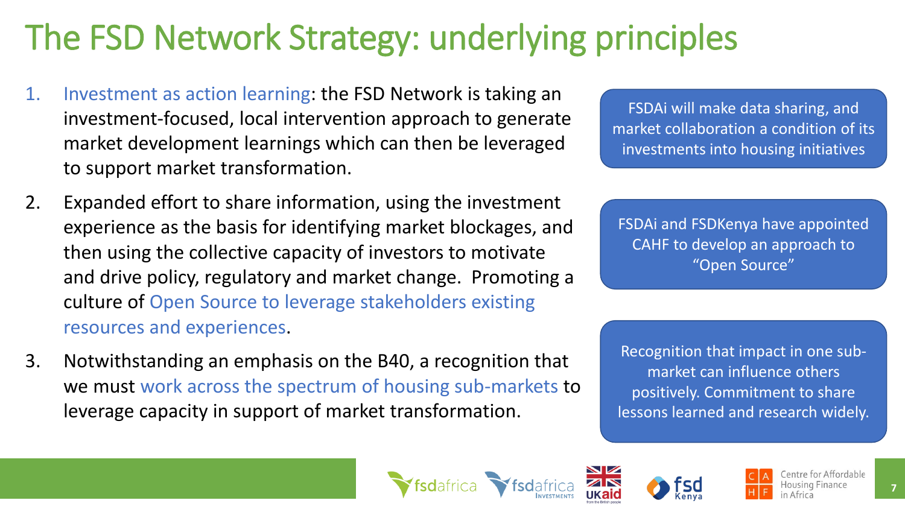# The FSD Network Strategy: underlying principles

1. Investment as action learning: the FSD Network is taking an investment-focused, local intervention approach to generate market development learnings which can then be leveraged to support market transformation.

2. Expanded effort to share information, using the investment experience as the basis for identifying market blockages, and then using the collective capacity of investors to motivate and drive policy, regulatory and market change. Promoting a culture of Open Source to leverage stakeholders existing resources and experiences.

3. Notwithstanding an emphasis on the B40, a recognition that we must work across the spectrum of housing sub-markets to leverage capacity in support of market transformation.

FSDAi will make data sharing, and market collaboration a condition of its investments into housing initiatives

FSDAi and FSDKenya have appointed CAHF to develop an approach to "Open Source"

Recognition that impact in one sub-market can influence others positively. Commitment to share lessons learned and research widely.

fsdafrica | fsdafrica INVESTMENTS | UKaid from the British people | fsd Kenya | Centre for Affordable Housing Finance in Africa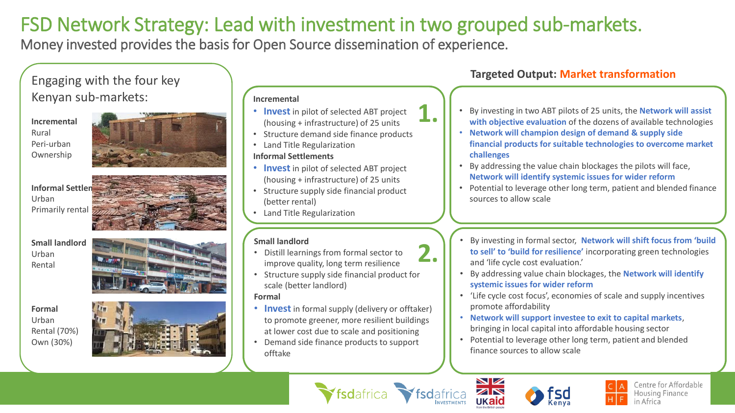# FSD Network Strategy: Lead with investment in two grouped sub-markets.

Money invested provides the basis for Open Source dissemination of experience.

## Engaging with the four key Kenyan sub-markets:

**Incremental**
Rural
Peri-urban
Ownership

**Informal Settlements**
Urban
Primarily rental

**Small landlord**
Urban
Rental

**Formal**
Urban
Rental (70%)
Own (30%)

## 1.

**Incremental**

- **Invest** in pilot of selected ABT project (housing + infrastructure) of 25 units
- Structure demand side finance products
- Land Title Regularization

**Informal Settlements**

- **Invest** in pilot of selected ABT project (housing + infrastructure) of 25 units
- Structure supply side financial product (better rental)
- Land Title Regularization

### Targeted Output: Market transformation

- By investing in two ABT pilots of 25 units, the **Network will assist with objective evaluation** of the dozens of available technologies
- **Network will champion design of demand & supply side financial products for suitable technologies to overcome market challenges**
- By addressing the value chain blockages the pilots will face, **Network will identify systemic issues for wider reform**
- Potential to leverage other long term, patient and blended finance sources to allow scale

## 2.

**Small landlord**

- Distill learnings from formal sector to improve quality, long term resilience
- Structure supply side financial product for scale (better landlord)

**Formal**

- **Invest** in formal supply (delivery or offtaker) to promote greener, more resilient buildings at lower cost due to scale and positioning
- Demand side finance products to support offtake

### Targeted Output: Market transformation

- By investing in formal sector, **Network will shift focus from 'build to sell' to 'build for resilience'** incorporating green technologies and 'life cycle cost evaluation.'
- By addressing value chain blockages, the **Network will identify systemic issues for wider reform**
- 'Life cycle cost focus', economies of scale and supply incentives promote affordability
- **Network will support investee to exit to capital markets**, bringing in local capital into affordable housing sector
- Potential to leverage other long term, patient and blended finance sources to allow scale

fsdafrica | fsdafrica INVESTMENTS | UKaid from the British people | fsd Kenya | Centre for Affordable Housing Finance in Africa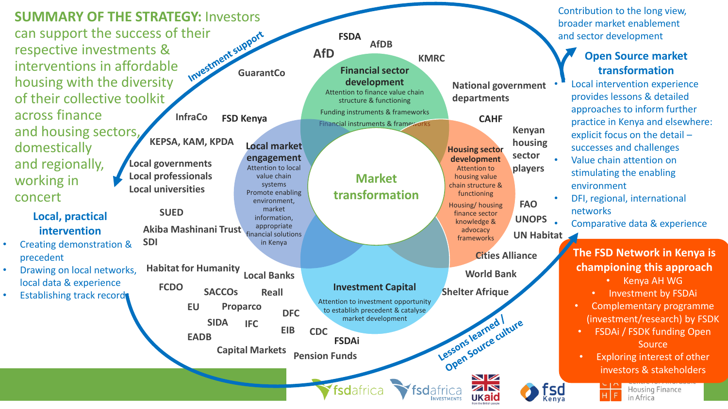**SUMMARY OF THE STRATEGY:** Investors can support the success of their respective investments & interventions in affordable housing with the diversity of their collective toolkit across finance and housing sectors, domestically and regionally, working in concert

Investment support

### Local, practical intervention

- Creating demonstration & precedent
- Drawing on local networks, local data & experience
- Establishing track record

FSDA
AfDB
AfD
KMRC
GuarantCo
InfraCo
FSD Kenya
KEPSA, KAM, KPDA
Local governments
Local professionals
Local universities
SUED
Akiba Mashinani Trust
SDI
Habitat for Humanity
FCDO
SACCOs
Local Banks
Reall
EU
Proparco
DFC
SIDA
IFC
EIB
EADB
CDC
Capital Markets
FSDAi
Pension Funds
National government departments
CAHF
Kenyan housing sector players
FAO
UNOPS
UN Habitat
Cities Alliance
World Bank
Shelter Afrique

**Financial sector development**
Attention to finance value chain structure & functioning
Funding instruments & frameworks
Financial instruments & frameworks

**Local market engagement**
Attention to local value chain systems
Promote enabling environment, market information, appropriate financial solutions in Kenya

**Housing sector development**
Attention to housing value chain structure & functioning
Housing/ housing finance sector knowledge & advocacy frameworks

**Investment Capital**
Attention to investment opportunity to establish precedent & catalyse market development

**Market transformation**

Lessons learned / Open Source culture

Contribution to the long view, broader market enablement and sector development

### Open Source market transformation

- Local intervention experience provides lessons & detailed approaches to inform further practice in Kenya and elsewhere: explicit focus on the detail – successes and challenges
- Value chain attention on stimulating the enabling environment
- DFI, regional, international networks
- Comparative data & experience

### The FSD Network in Kenya is championing this approach

- Kenya AH WG
- Investment by FSDAi
- Complementary programme (investment/research) by FSDK
- FSDAi / FSDK funding Open Source
- Exploring interest of other investors & stakeholders

fsdafrica
fsdafrica INVESTMENTS
UKaid
fsd Kenya
Centre for Affordable Housing Finance in Africa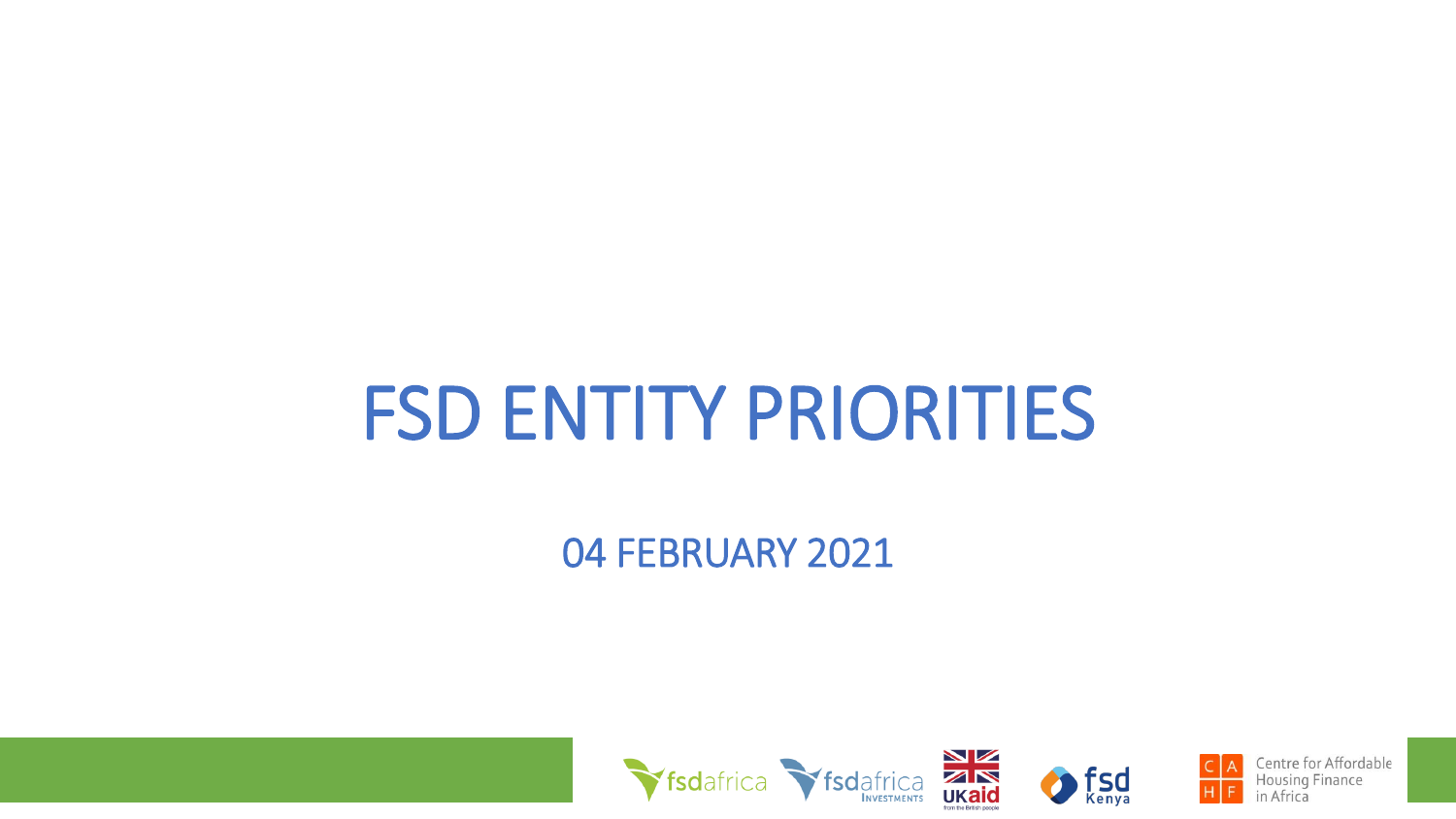# FSD ENTITY PRIORITIES

04 FEBRUARY 2021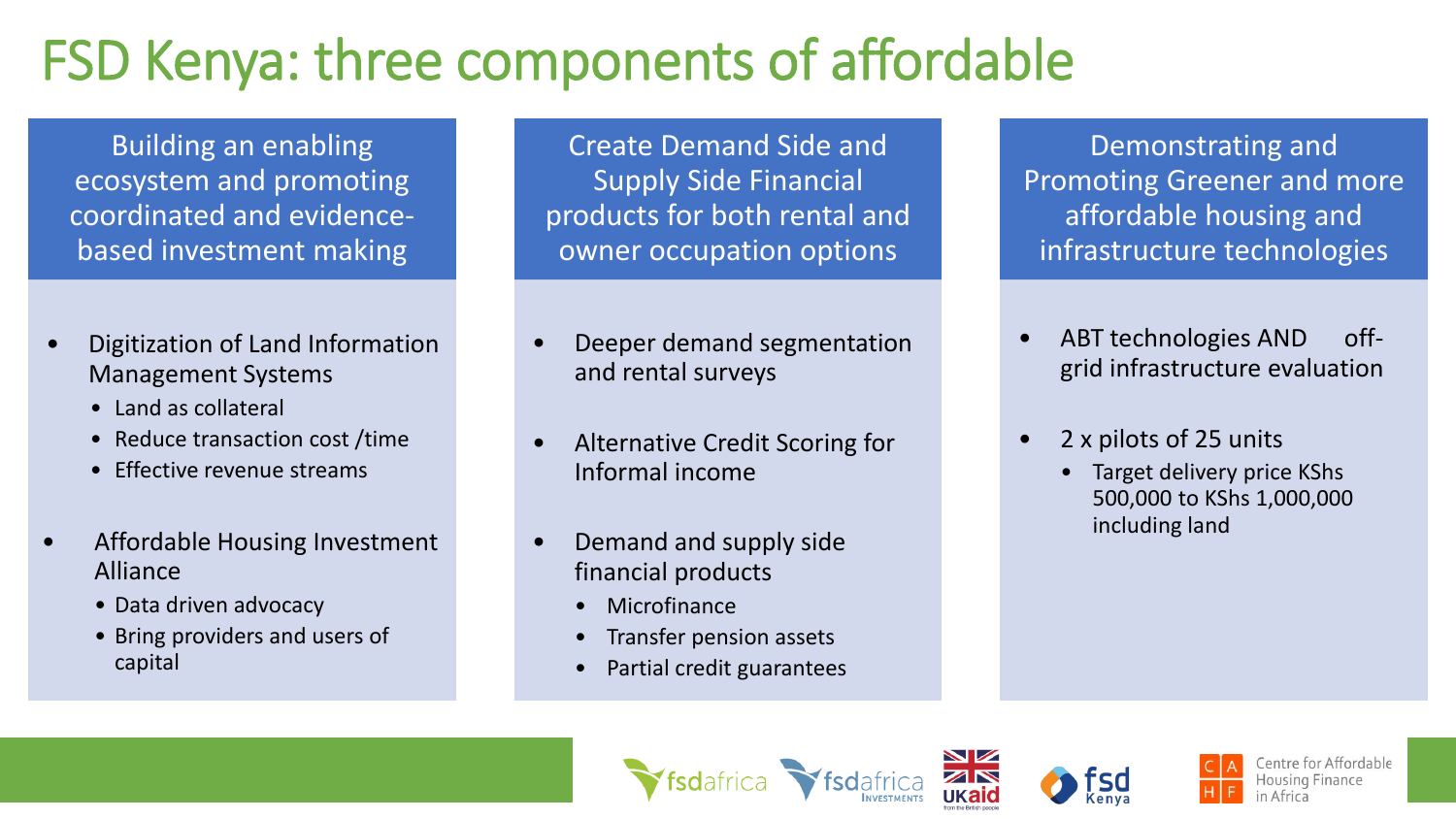# FSD Kenya: three components of affordable

## Building an enabling ecosystem and promoting coordinated and evidence-based investment making

- Digitization of Land Information Management Systems
  - Land as collateral
  - Reduce transaction cost /time
  - Effective revenue streams
- Affordable Housing Investment Alliance
  - Data driven advocacy
  - Bring providers and users of capital

## Create Demand Side and Supply Side Financial products for both rental and owner occupation options

- Deeper demand segmentation and rental surveys
- Alternative Credit Scoring for Informal income
- Demand and supply side financial products
  - Microfinance
  - Transfer pension assets
  - Partial credit guarantees

## Demonstrating and Promoting Greener and more affordable housing and infrastructure technologies

- ABT technologies AND off-grid infrastructure evaluation
- 2 x pilots of 25 units
  - Target delivery price KShs 500,000 to KShs 1,000,000 including land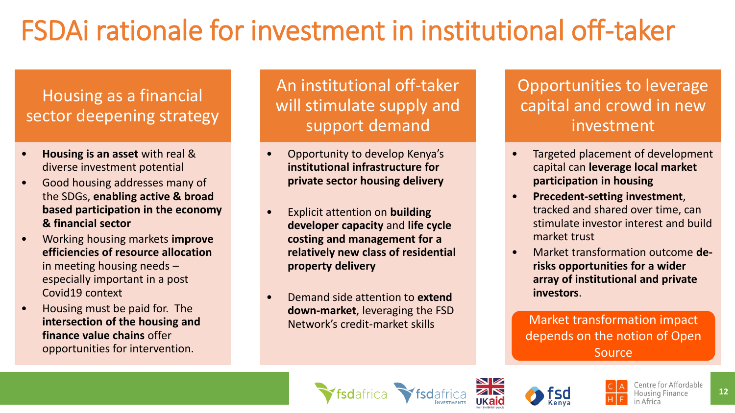# FSDAi rationale for investment in institutional off-taker

## Housing as a financial sector deepening strategy

- **Housing is an asset** with real & diverse investment potential
- Good housing addresses many of the SDGs, **enabling active & broad based participation in the economy & financial sector**
- Working housing markets **improve efficiencies of resource allocation** in meeting housing needs – especially important in a post Covid19 context
- Housing must be paid for. The **intersection of the housing and finance value chains** offer opportunities for intervention.

## An institutional off-taker will stimulate supply and support demand

- Opportunity to develop Kenya's **institutional infrastructure for private sector housing delivery**
- Explicit attention on **building developer capacity** and **life cycle costing and management for a relatively new class of residential property delivery**
- Demand side attention to **extend down-market**, leveraging the FSD Network's credit-market skills

## Opportunities to leverage capital and crowd in new investment

- Targeted placement of development capital can **leverage local market participation in housing**
- **Precedent-setting investment**, tracked and shared over time, can stimulate investor interest and build market trust
- Market transformation outcome **de-risks opportunities for a wider array of institutional and private investors**.

Market transformation impact depends on the notion of Open Source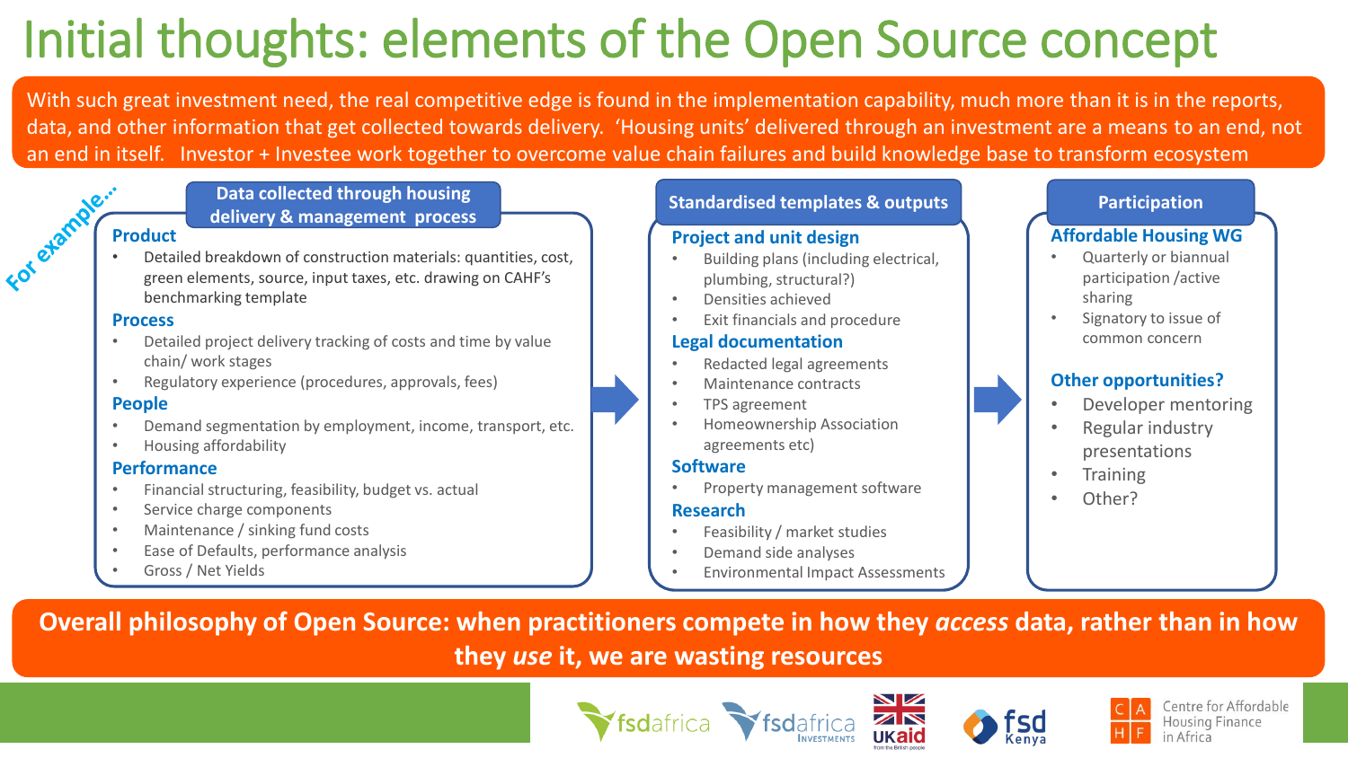# Initial thoughts: elements of the Open Source concept

With such great investment need, the real competitive edge is found in the implementation capability, much more than it is in the reports, data, and other information that get collected towards delivery. 'Housing units' delivered through an investment are a means to an end, not an end in itself. Investor + Investee work together to overcome value chain failures and build knowledge base to transform ecosystem

For example…

## Data collected through housing delivery & management process

**Product**

- Detailed breakdown of construction materials: quantities, cost, green elements, source, input taxes, etc. drawing on CAHF's benchmarking template

**Process**

- Detailed project delivery tracking of costs and time by value chain/ work stages
- Regulatory experience (procedures, approvals, fees)

**People**

- Demand segmentation by employment, income, transport, etc.
- Housing affordability

**Performance**

- Financial structuring, feasibility, budget vs. actual
- Service charge components
- Maintenance / sinking fund costs
- Ease of Defaults, performance analysis
- Gross / Net Yields

## Standardised templates & outputs

**Project and unit design**

- Building plans (including electrical, plumbing, structural?)
- Densities achieved
- Exit financials and procedure

**Legal documentation**

- Redacted legal agreements
- Maintenance contracts
- TPS agreement
- Homeownership Association agreements etc)

**Software**

- Property management software

**Research**

- Feasibility / market studies
- Demand side analyses
- Environmental Impact Assessments

## Participation

**Affordable Housing WG**

- Quarterly or biannual participation /active sharing
- Signatory to issue of common concern

**Other opportunities?**

- Developer mentoring
- Regular industry presentations
- Training
- Other?

**Overall philosophy of Open Source: when practitioners compete in how they *access* data, rather than in how they *use* it, we are wasting resources**

fsdafrica | fsdafrica Investments | UKaid from the British people | fsd Kenya | Centre for Affordable Housing Finance in Africa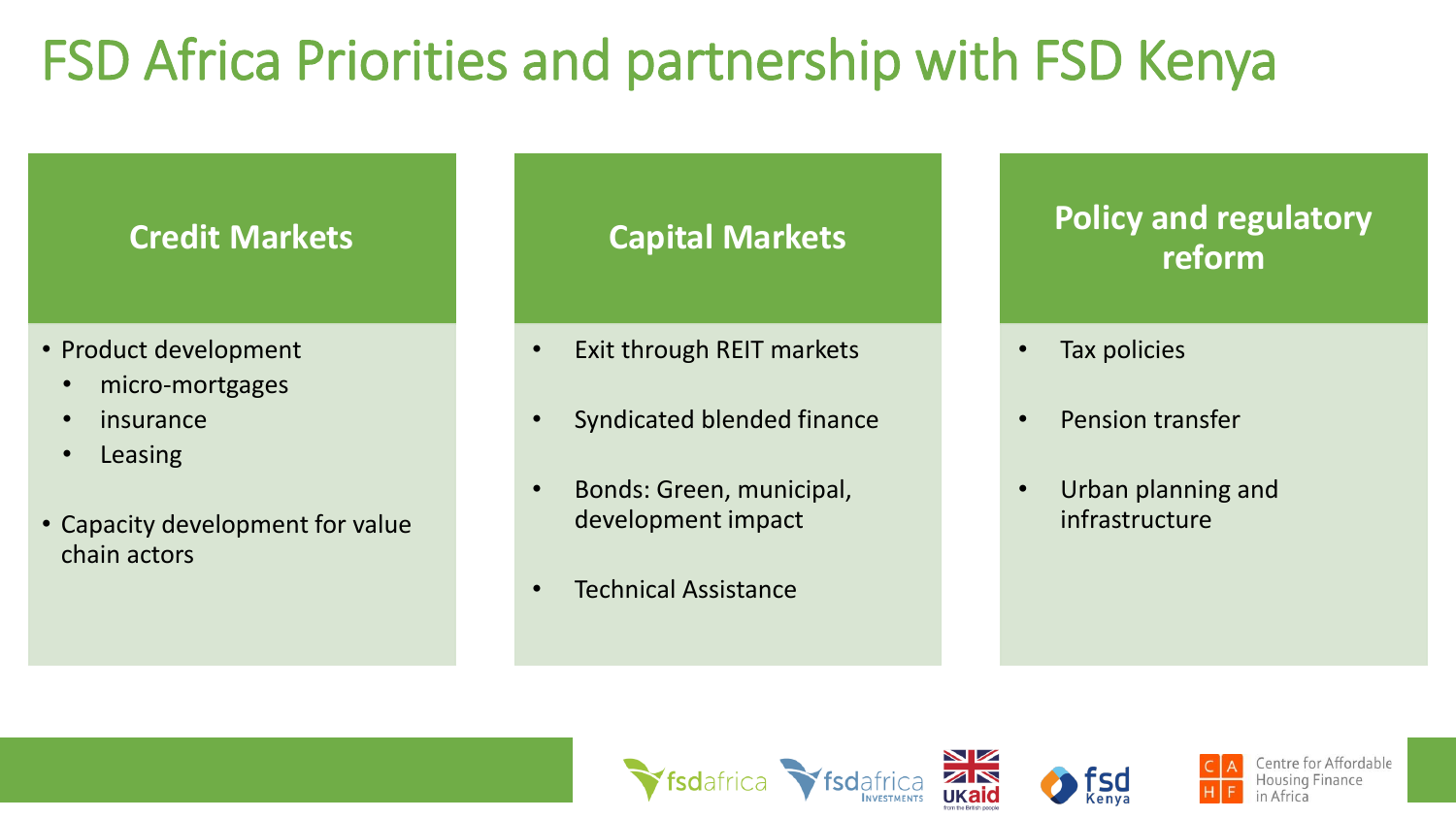# FSD Africa Priorities and partnership with FSD Kenya

## Credit Markets

- Product development
  - micro-mortgages
  - insurance
  - Leasing
- Capacity development for value chain actors

## Capital Markets

- Exit through REIT markets
- Syndicated blended finance
- Bonds: Green, municipal, development impact
- Technical Assistance

## Policy and regulatory reform

- Tax policies
- Pension transfer
- Urban planning and infrastructure